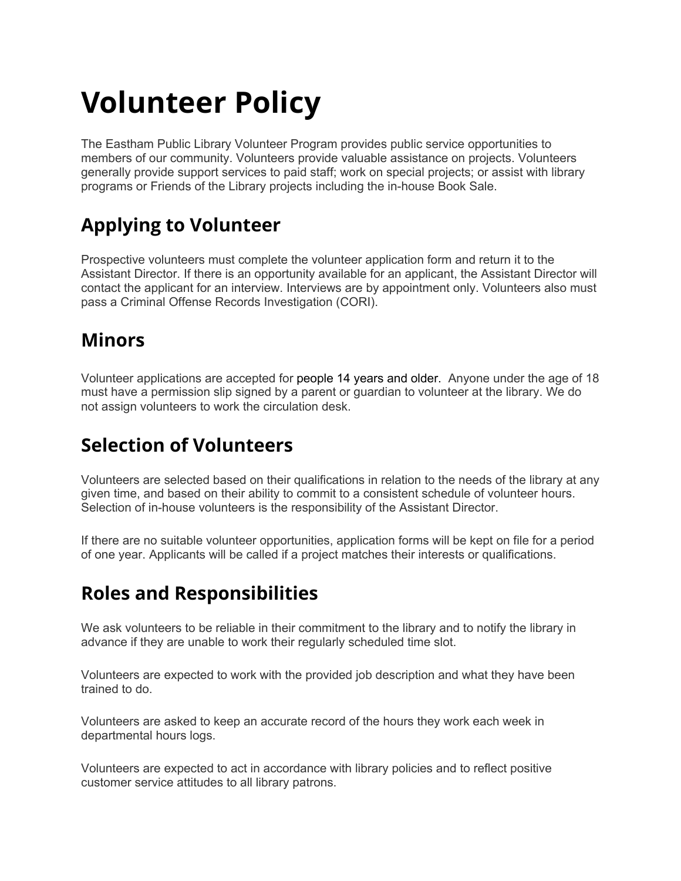# Volunteer Policy

The Eastham Public Library Volunteer Program provides public service opportunities to members of our community. Volunteers provide valuable assistance on projects. Volunteers generally provide support services to paid staff; work on special projects; or assist with library programs or Friends of the Library projects including the in-house Book Sale.

## Applying to Volunteer

Prospective volunteers must complete the volunteer application form and return it to the Assistant Director. If there is an opportunity available for an applicant, the Assistant Director will contact the applicant for an interview. Interviews are by appointment only. Volunteers also must pass a Criminal Offense Records Investigation (CORI).

## Minors

Volunteer applications are accepted for people 14 years and older. Anyone under the age of 18 must have a permission slip signed by a parent or guardian to volunteer at the library. We do not assign volunteers to work the circulation desk.

## Selection of Volunteers

Volunteers are selected based on their qualifications in relation to the needs of the library at any given time, and based on their ability to commit to a consistent schedule of volunteer hours. Selection of in-house volunteers is the responsibility of the Assistant Director.

If there are no suitable volunteer opportunities, application forms will be kept on file for a period of one year. Applicants will be called if a project matches their interests or qualifications.

## Roles and Responsibilities

We ask volunteers to be reliable in their commitment to the library and to notify the library in advance if they are unable to work their regularly scheduled time slot.

Volunteers are expected to work with the provided job description and what they have been trained to do.

Volunteers are asked to keep an accurate record of the hours they work each week in departmental hours logs.

Volunteers are expected to act in accordance with library policies and to reflect positive customer service attitudes to all library patrons.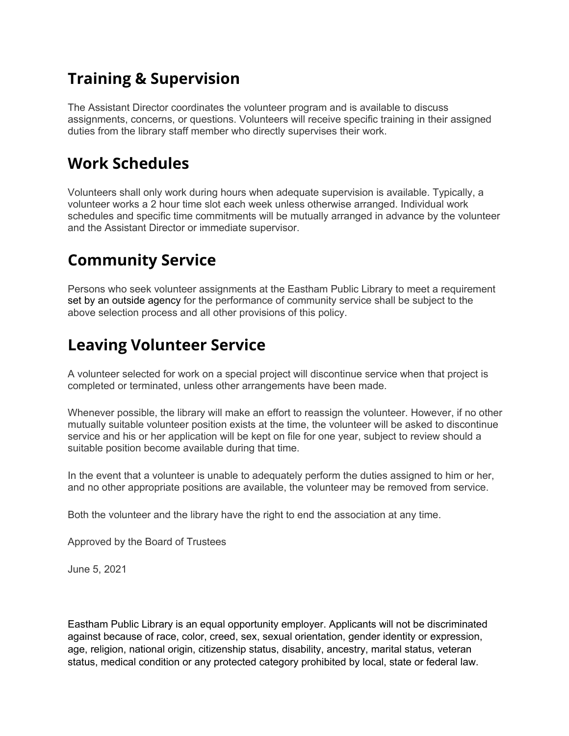## Training & Supervision

The Assistant Director coordinates the volunteer program and is available to discuss assignments, concerns, or questions. Volunteers will receive specific training in their assigned duties from the library staff member who directly supervises their work.

## Work Schedules

Volunteers shall only work during hours when adequate supervision is available. Typically, a volunteer works a 2 hour time slot each week unless otherwise arranged. Individual work schedules and specific time commitments will be mutually arranged in advance by the volunteer and the Assistant Director or immediate supervisor.

## Community Service

Persons who seek volunteer assignments at the Eastham Public Library to meet a requirement set by an outside agency for the performance of community service shall be subject to the above selection process and all other provisions of this policy.

## Leaving Volunteer Service

A volunteer selected for work on a special project will discontinue service when that project is completed or terminated, unless other arrangements have been made.

Whenever possible, the library will make an effort to reassign the volunteer. However, if no other mutually suitable volunteer position exists at the time, the volunteer will be asked to discontinue service and his or her application will be kept on file for one year, subject to review should a suitable position become available during that time.

In the event that a volunteer is unable to adequately perform the duties assigned to him or her, and no other appropriate positions are available, the volunteer may be removed from service.

Both the volunteer and the library have the right to end the association at any time.

Approved by the Board of Trustees

June 5, 2021

Eastham Public Library is an equal opportunity employer. Applicants will not be discriminated against because of race, color, creed, sex, sexual orientation, gender identity or expression, age, religion, national origin, citizenship status, disability, ancestry, marital status, veteran status, medical condition or any protected category prohibited by local, state or federal law.